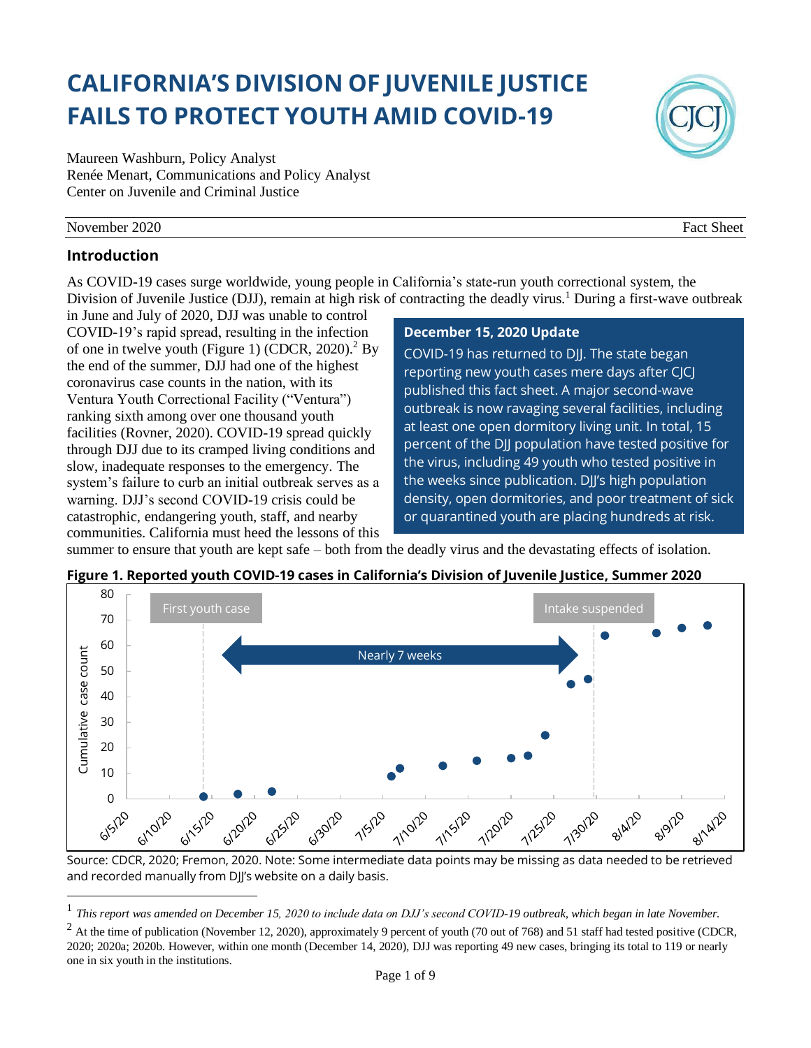# CALIFORNIA'S DIVISION OF JUVENILE JUSTICE FAILS TO PROTECT YOUTH AMID COVID-19

Maureen Washburn, Policy Analyst
Renée Menart, Communications and Policy Analyst
Center on Juvenile and Criminal Justice

November 2020 — Fact Sheet

## Introduction

As COVID-19 cases surge worldwide, young people in California's state-run youth correctional system, the Division of Juvenile Justice (DJJ), remain at high risk of contracting the deadly virus.[1] During a first-wave outbreak in June and July of 2020, DJJ was unable to control COVID-19's rapid spread, resulting in the infection of one in twelve youth (Figure 1) (CDCR, 2020).[2] By the end of the summer, DJJ had one of the highest coronavirus case counts in the nation, with its Ventura Youth Correctional Facility ("Ventura") ranking sixth among over one thousand youth facilities (Rovner, 2020). COVID-19 spread quickly through DJJ due to its cramped living conditions and slow, inadequate responses to the emergency. The system's failure to curb an initial outbreak serves as a warning. DJJ's second COVID-19 crisis could be catastrophic, endangering youth, staff, and nearby communities. California must heed the lessons of this summer to ensure that youth are kept safe – both from the deadly virus and the devastating effects of isolation.

> **December 15, 2020 Update**
>
> COVID-19 has returned to DJJ. The state began reporting new youth cases mere days after CJCJ published this fact sheet. A major second-wave outbreak is now ravaging several facilities, including at least one open dormitory living unit. In total, 15 percent of the DJJ population have tested positive for the virus, including 49 youth who tested positive in the weeks since publication. DJJ's high population density, open dormitories, and poor treatment of sick or quarantined youth are placing hundreds at risk.

**Figure 1. Reported youth COVID-19 cases in California's Division of Juvenile Justice, Summer 2020**

Source: CDCR, 2020; Fremon, 2020. Note: Some intermediate data points may be missing as data needed to be retrieved and recorded manually from DJJ's website on a daily basis.

---

[1] *This report was amended on December 15, 2020 to include data on DJJ's second COVID-19 outbreak, which began in late November.*

[2] At the time of publication (November 12, 2020), approximately 9 percent of youth (70 out of 768) and 51 staff had tested positive (CDCR, 2020; 2020a; 2020b. However, within one month (December 14, 2020), DJJ was reporting 49 new cases, bringing its total to 119 or nearly one in six youth in the institutions.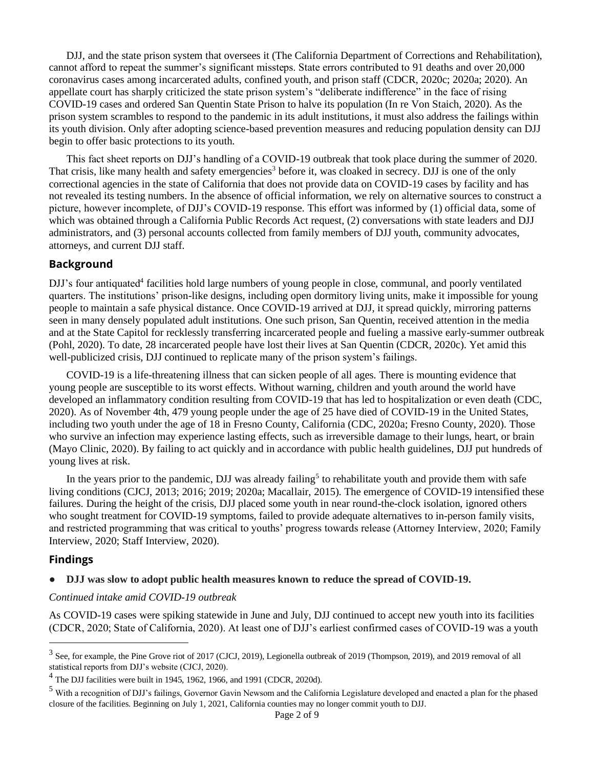DJJ, and the state prison system that oversees it (The California Department of Corrections and Rehabilitation), cannot afford to repeat the summer's significant missteps. State errors contributed to 91 deaths and over 20,000 coronavirus cases among incarcerated adults, confined youth, and prison staff (CDCR, 2020c; 2020a; 2020). An appellate court has sharply criticized the state prison system's "deliberate indifference" in the face of rising COVID-19 cases and ordered San Quentin State Prison to halve its population (In re Von Staich, 2020). As the prison system scrambles to respond to the pandemic in its adult institutions, it must also address the failings within its youth division. Only after adopting science-based prevention measures and reducing population density can DJJ begin to offer basic protections to its youth.

This fact sheet reports on DJJ's handling of a COVID-19 outbreak that took place during the summer of 2020. That crisis, like many health and safety emergencies[3] before it, was cloaked in secrecy. DJJ is one of the only correctional agencies in the state of California that does not provide data on COVID-19 cases by facility and has not revealed its testing numbers. In the absence of official information, we rely on alternative sources to construct a picture, however incomplete, of DJJ's COVID-19 response. This effort was informed by (1) official data, some of which was obtained through a California Public Records Act request, (2) conversations with state leaders and DJJ administrators, and (3) personal accounts collected from family members of DJJ youth, community advocates, attorneys, and current DJJ staff.

## Background

DJJ's four antiquated[4] facilities hold large numbers of young people in close, communal, and poorly ventilated quarters. The institutions' prison-like designs, including open dormitory living units, make it impossible for young people to maintain a safe physical distance. Once COVID-19 arrived at DJJ, it spread quickly, mirroring patterns seen in many densely populated adult institutions. One such prison, San Quentin, received attention in the media and at the State Capitol for recklessly transferring incarcerated people and fueling a massive early-summer outbreak (Pohl, 2020). To date, 28 incarcerated people have lost their lives at San Quentin (CDCR, 2020c). Yet amid this well-publicized crisis, DJJ continued to replicate many of the prison system's failings.

COVID-19 is a life-threatening illness that can sicken people of all ages. There is mounting evidence that young people are susceptible to its worst effects. Without warning, children and youth around the world have developed an inflammatory condition resulting from COVID-19 that has led to hospitalization or even death (CDC, 2020). As of November 4th, 479 young people under the age of 25 have died of COVID-19 in the United States, including two youth under the age of 18 in Fresno County, California (CDC, 2020a; Fresno County, 2020). Those who survive an infection may experience lasting effects, such as irreversible damage to their lungs, heart, or brain (Mayo Clinic, 2020). By failing to act quickly and in accordance with public health guidelines, DJJ put hundreds of young lives at risk.

In the years prior to the pandemic, DJJ was already failing[5] to rehabilitate youth and provide them with safe living conditions (CJCJ, 2013; 2016; 2019; 2020a; Macallair, 2015). The emergence of COVID-19 intensified these failures. During the height of the crisis, DJJ placed some youth in near round-the-clock isolation, ignored others who sought treatment for COVID-19 symptoms, failed to provide adequate alternatives to in-person family visits, and restricted programming that was critical to youths' progress towards release (Attorney Interview, 2020; Family Interview, 2020; Staff Interview, 2020).

## Findings

- **DJJ was slow to adopt public health measures known to reduce the spread of COVID-19.**

*Continued intake amid COVID-19 outbreak*

As COVID-19 cases were spiking statewide in June and July, DJJ continued to accept new youth into its facilities (CDCR, 2020; State of California, 2020). At least one of DJJ's earliest confirmed cases of COVID-19 was a youth

---

[3] See, for example, the Pine Grove riot of 2017 (CJCJ, 2019), Legionella outbreak of 2019 (Thompson, 2019), and 2019 removal of all statistical reports from DJJ's website (CJCJ, 2020).

[4] The DJJ facilities were built in 1945, 1962, 1966, and 1991 (CDCR, 2020d).

[5] With a recognition of DJJ's failings, Governor Gavin Newsom and the California Legislature developed and enacted a plan for the phased closure of the facilities. Beginning on July 1, 2021, California counties may no longer commit youth to DJJ.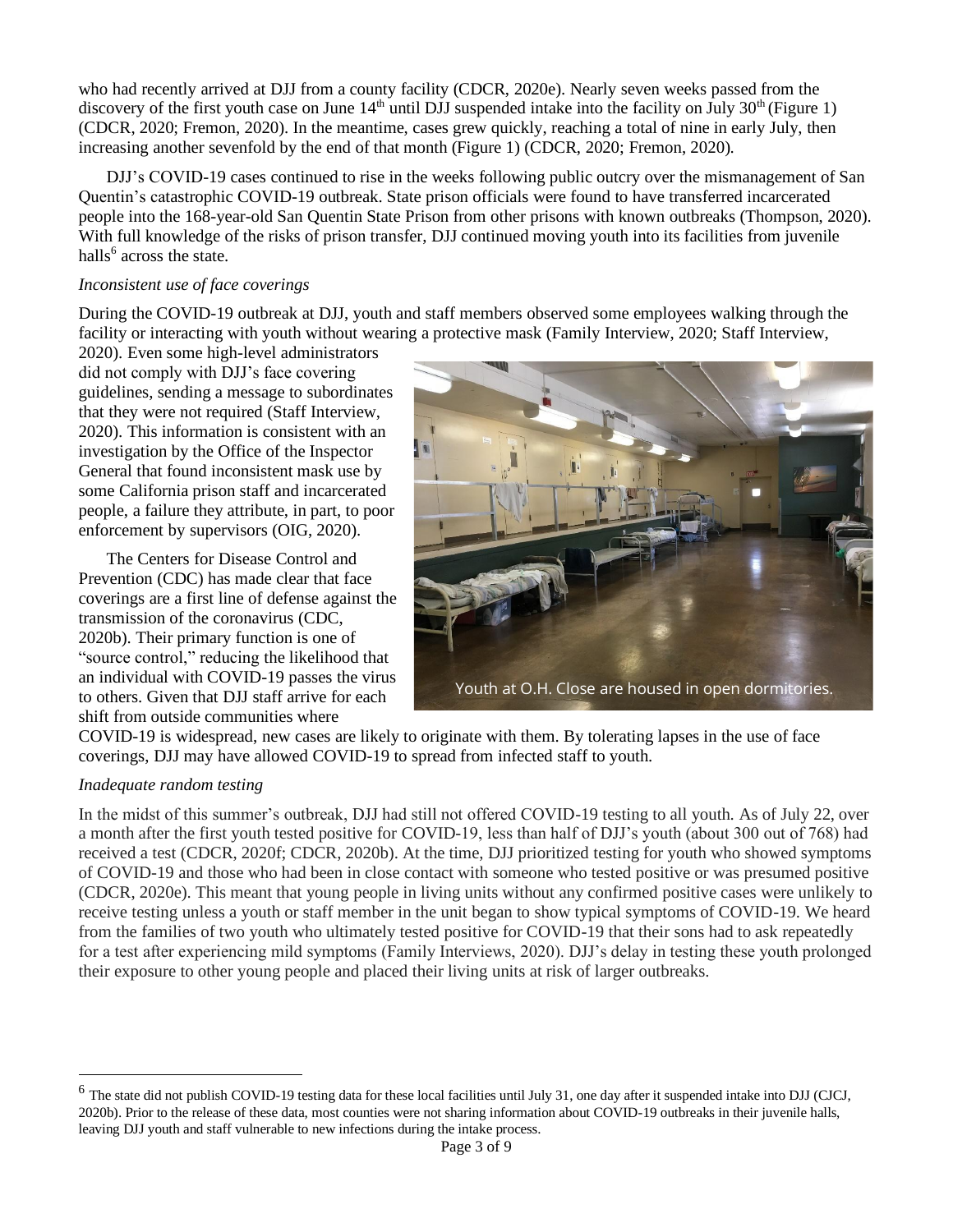who had recently arrived at DJJ from a county facility (CDCR, 2020e). Nearly seven weeks passed from the discovery of the first youth case on June 14th until DJJ suspended intake into the facility on July 30th (Figure 1) (CDCR, 2020; Fremon, 2020). In the meantime, cases grew quickly, reaching a total of nine in early July, then increasing another sevenfold by the end of that month (Figure 1) (CDCR, 2020; Fremon, 2020).

DJJ's COVID-19 cases continued to rise in the weeks following public outcry over the mismanagement of San Quentin's catastrophic COVID-19 outbreak. State prison officials were found to have transferred incarcerated people into the 168-year-old San Quentin State Prison from other prisons with known outbreaks (Thompson, 2020). With full knowledge of the risks of prison transfer, DJJ continued moving youth into its facilities from juvenile halls[6] across the state.

*Inconsistent use of face coverings*

During the COVID-19 outbreak at DJJ, youth and staff members observed some employees walking through the facility or interacting with youth without wearing a protective mask (Family Interview, 2020; Staff Interview, 2020). Even some high-level administrators did not comply with DJJ's face covering guidelines, sending a message to subordinates that they were not required (Staff Interview, 2020). This information is consistent with an investigation by the Office of the Inspector General that found inconsistent mask use by some California prison staff and incarcerated people, a failure they attribute, in part, to poor enforcement by supervisors (OIG, 2020).

The Centers for Disease Control and Prevention (CDC) has made clear that face coverings are a first line of defense against the transmission of the coronavirus (CDC, 2020b). Their primary function is one of "source control," reducing the likelihood that an individual with COVID-19 passes the virus to others. Given that DJJ staff arrive for each shift from outside communities where COVID-19 is widespread, new cases are likely to originate with them. By tolerating lapses in the use of face coverings, DJJ may have allowed COVID-19 to spread from infected staff to youth.

Youth at O.H. Close are housed in open dormitories.

*Inadequate random testing*

In the midst of this summer's outbreak, DJJ had still not offered COVID-19 testing to all youth. As of July 22, over a month after the first youth tested positive for COVID-19, less than half of DJJ's youth (about 300 out of 768) had received a test (CDCR, 2020f; CDCR, 2020b). At the time, DJJ prioritized testing for youth who showed symptoms of COVID-19 and those who had been in close contact with someone who tested positive or was presumed positive (CDCR, 2020e). This meant that young people in living units without any confirmed positive cases were unlikely to receive testing unless a youth or staff member in the unit began to show typical symptoms of COVID-19. We heard from the families of two youth who ultimately tested positive for COVID-19 that their sons had to ask repeatedly for a test after experiencing mild symptoms (Family Interviews, 2020). DJJ's delay in testing these youth prolonged their exposure to other young people and placed their living units at risk of larger outbreaks.

---

[6] The state did not publish COVID-19 testing data for these local facilities until July 31, one day after it suspended intake into DJJ (CJCJ, 2020b). Prior to the release of these data, most counties were not sharing information about COVID-19 outbreaks in their juvenile halls, leaving DJJ youth and staff vulnerable to new infections during the intake process.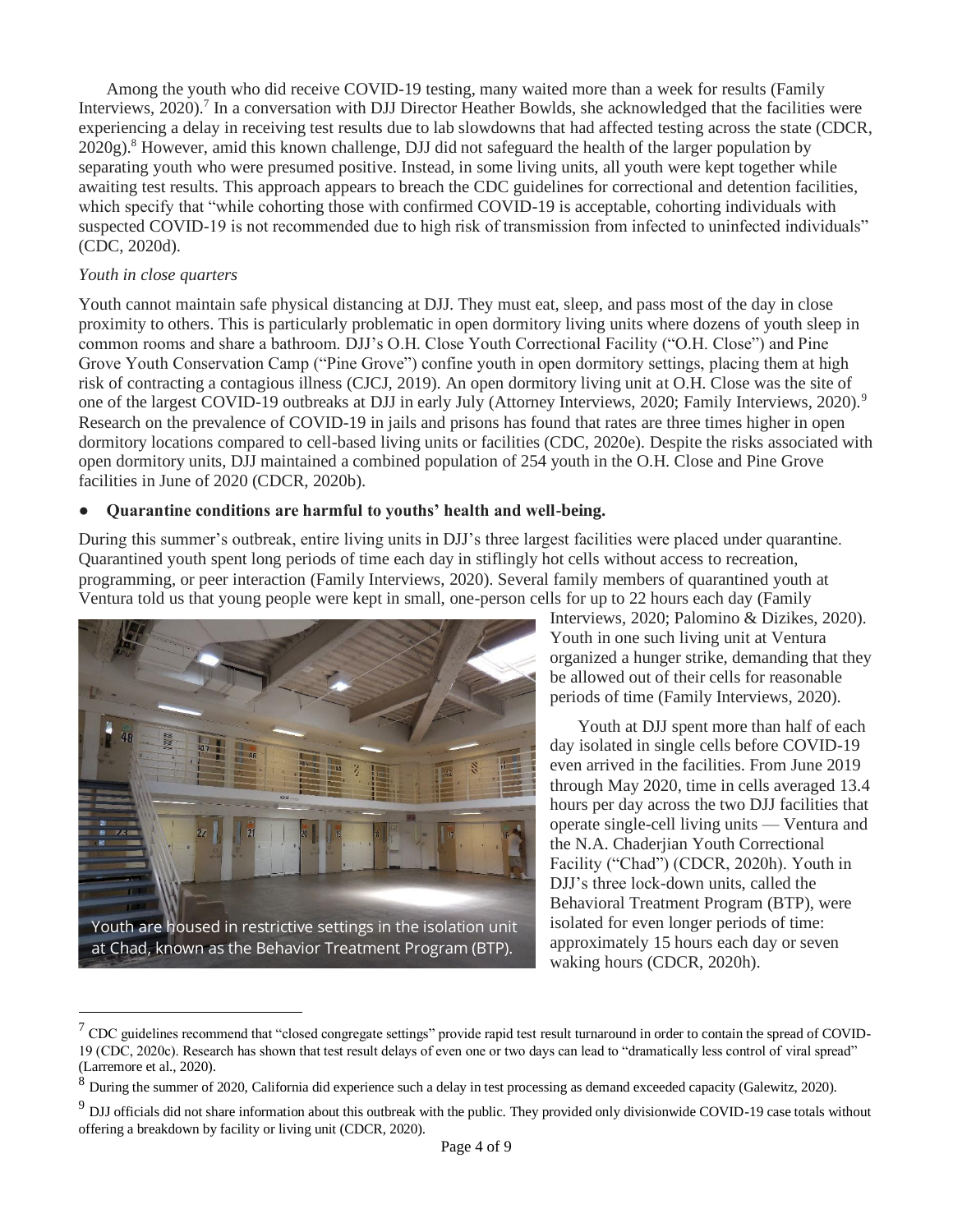Among the youth who did receive COVID-19 testing, many waited more than a week for results (Family Interviews, 2020).[7] In a conversation with DJJ Director Heather Bowlds, she acknowledged that the facilities were experiencing a delay in receiving test results due to lab slowdowns that had affected testing across the state (CDCR, 2020g).[8] However, amid this known challenge, DJJ did not safeguard the health of the larger population by separating youth who were presumed positive. Instead, in some living units, all youth were kept together while awaiting test results. This approach appears to breach the CDC guidelines for correctional and detention facilities, which specify that "while cohorting those with confirmed COVID-19 is acceptable, cohorting individuals with suspected COVID-19 is not recommended due to high risk of transmission from infected to uninfected individuals" (CDC, 2020d).

*Youth in close quarters*

Youth cannot maintain safe physical distancing at DJJ. They must eat, sleep, and pass most of the day in close proximity to others. This is particularly problematic in open dormitory living units where dozens of youth sleep in common rooms and share a bathroom. DJJ's O.H. Close Youth Correctional Facility ("O.H. Close") and Pine Grove Youth Conservation Camp ("Pine Grove") confine youth in open dormitory settings, placing them at high risk of contracting a contagious illness (CJCJ, 2019). An open dormitory living unit at O.H. Close was the site of one of the largest COVID-19 outbreaks at DJJ in early July (Attorney Interviews, 2020; Family Interviews, 2020).[9] Research on the prevalence of COVID-19 in jails and prisons has found that rates are three times higher in open dormitory locations compared to cell-based living units or facilities (CDC, 2020e). Despite the risks associated with open dormitory units, DJJ maintained a combined population of 254 youth in the O.H. Close and Pine Grove facilities in June of 2020 (CDCR, 2020b).

- **Quarantine conditions are harmful to youths' health and well-being.**

During this summer's outbreak, entire living units in DJJ's three largest facilities were placed under quarantine. Quarantined youth spent long periods of time each day in stiflingly hot cells without access to recreation, programming, or peer interaction (Family Interviews, 2020). Several family members of quarantined youth at Ventura told us that young people were kept in small, one-person cells for up to 22 hours each day (Family Interviews, 2020; Palomino & Dizikes, 2020). Youth in one such living unit at Ventura organized a hunger strike, demanding that they be allowed out of their cells for reasonable periods of time (Family Interviews, 2020).

Youth are housed in restrictive settings in the isolation unit at Chad, known as the Behavior Treatment Program (BTP).

Youth at DJJ spent more than half of each day isolated in single cells before COVID-19 even arrived in the facilities. From June 2019 through May 2020, time in cells averaged 13.4 hours per day across the two DJJ facilities that operate single-cell living units — Ventura and the N.A. Chaderjian Youth Correctional Facility ("Chad") (CDCR, 2020h). Youth in DJJ's three lock-down units, called the Behavioral Treatment Program (BTP), were isolated for even longer periods of time: approximately 15 hours each day or seven waking hours (CDCR, 2020h).

---

[7] CDC guidelines recommend that "closed congregate settings" provide rapid test result turnaround in order to contain the spread of COVID-19 (CDC, 2020c). Research has shown that test result delays of even one or two days can lead to "dramatically less control of viral spread" (Larremore et al., 2020).

[8] During the summer of 2020, California did experience such a delay in test processing as demand exceeded capacity (Galewitz, 2020).

[9] DJJ officials did not share information about this outbreak with the public. They provided only divisionwide COVID-19 case totals without offering a breakdown by facility or living unit (CDCR, 2020).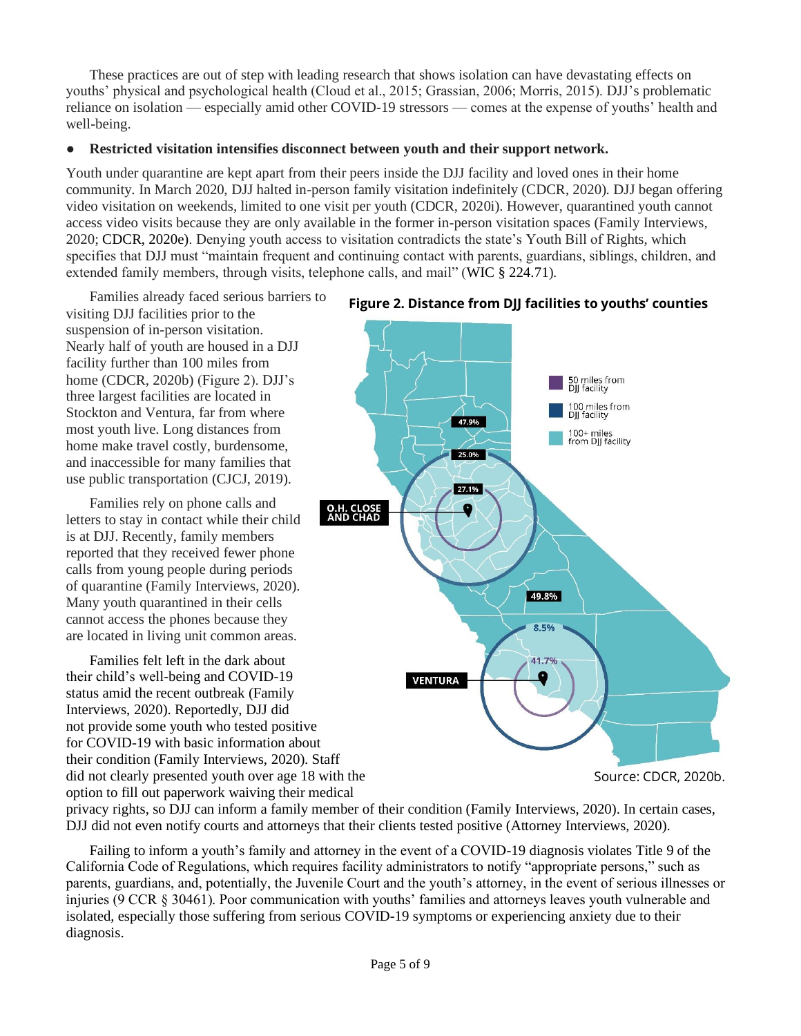These practices are out of step with leading research that shows isolation can have devastating effects on youths' physical and psychological health (Cloud et al., 2015; Grassian, 2006; Morris, 2015). DJJ's problematic reliance on isolation — especially amid other COVID-19 stressors — comes at the expense of youths' health and well-being.

- **Restricted visitation intensifies disconnect between youth and their support network.**

Youth under quarantine are kept apart from their peers inside the DJJ facility and loved ones in their home community. In March 2020, DJJ halted in-person family visitation indefinitely (CDCR, 2020). DJJ began offering video visitation on weekends, limited to one visit per youth (CDCR, 2020i). However, quarantined youth cannot access video visits because they are only available in the former in-person visitation spaces (Family Interviews, 2020; CDCR, 2020e). Denying youth access to visitation contradicts the state's Youth Bill of Rights, which specifies that DJJ must "maintain frequent and continuing contact with parents, guardians, siblings, children, and extended family members, through visits, telephone calls, and mail" (WIC § 224.71).

Families already faced serious barriers to visiting DJJ facilities prior to the suspension of in-person visitation. Nearly half of youth are housed in a DJJ facility further than 100 miles from home (CDCR, 2020b) (Figure 2). DJJ's three largest facilities are located in Stockton and Ventura, far from where most youth live. Long distances from home make travel costly, burdensome, and inaccessible for many families that use public transportation (CJCJ, 2019).

**Figure 2. Distance from DJJ facilities to youths' counties**

Source: CDCR, 2020b.

Families rely on phone calls and letters to stay in contact while their child is at DJJ. Recently, family members reported that they received fewer phone calls from young people during periods of quarantine (Family Interviews, 2020). Many youth quarantined in their cells cannot access the phones because they are located in living unit common areas.

Families felt left in the dark about their child's well-being and COVID-19 status amid the recent outbreak (Family Interviews, 2020). Reportedly, DJJ did not provide some youth who tested positive for COVID-19 with basic information about their condition (Family Interviews, 2020). Staff did not clearly presented youth over age 18 with the option to fill out paperwork waiving their medical privacy rights, so DJJ can inform a family member of their condition (Family Interviews, 2020). In certain cases, DJJ did not even notify courts and attorneys that their clients tested positive (Attorney Interviews, 2020).

Failing to inform a youth's family and attorney in the event of a COVID-19 diagnosis violates Title 9 of the California Code of Regulations, which requires facility administrators to notify "appropriate persons," such as parents, guardians, and, potentially, the Juvenile Court and the youth's attorney, in the event of serious illnesses or injuries (9 CCR § 30461). Poor communication with youths' families and attorneys leaves youth vulnerable and isolated, especially those suffering from serious COVID-19 symptoms or experiencing anxiety due to their diagnosis.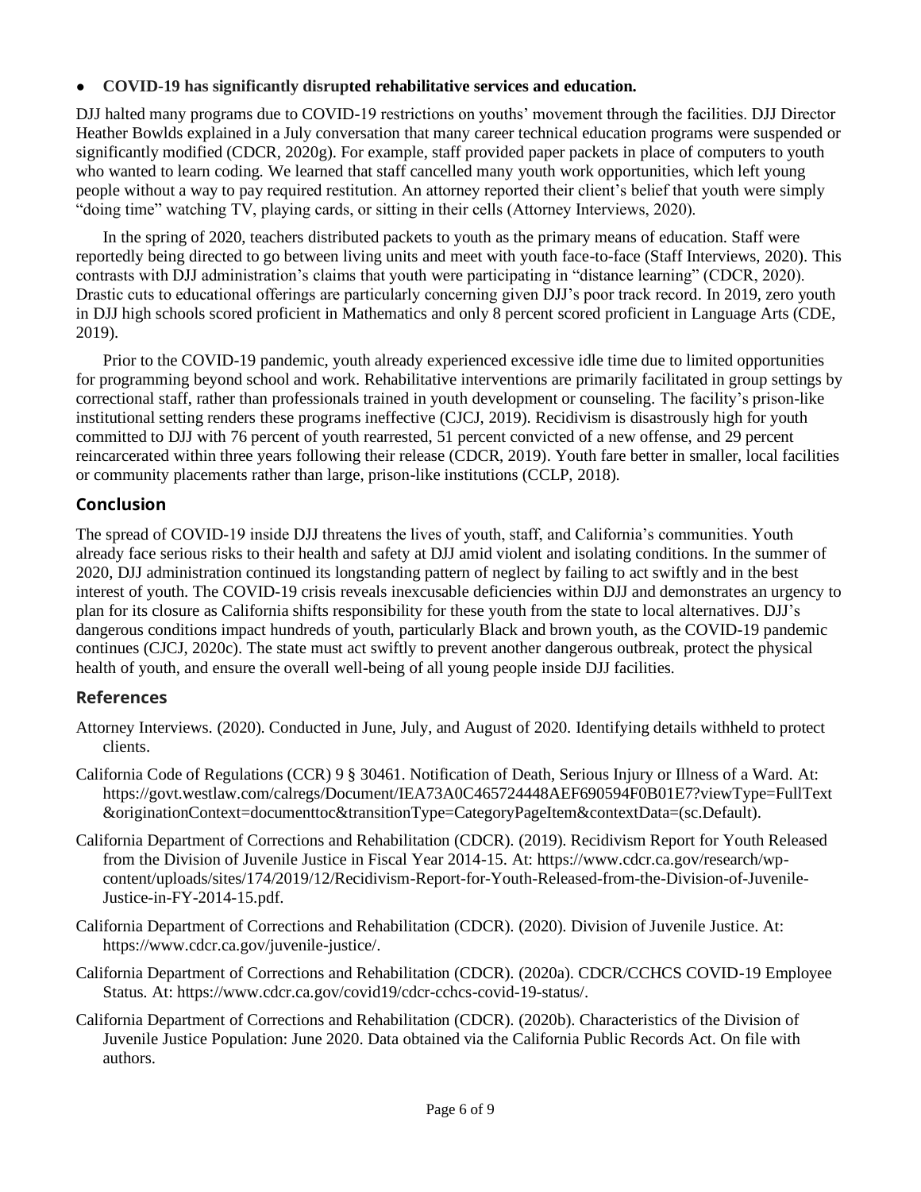- **COVID-19 has significantly disrupted rehabilitative services and education.**

DJJ halted many programs due to COVID-19 restrictions on youths' movement through the facilities. DJJ Director Heather Bowlds explained in a July conversation that many career technical education programs were suspended or significantly modified (CDCR, 2020g). For example, staff provided paper packets in place of computers to youth who wanted to learn coding. We learned that staff cancelled many youth work opportunities, which left young people without a way to pay required restitution. An attorney reported their client's belief that youth were simply "doing time" watching TV, playing cards, or sitting in their cells (Attorney Interviews, 2020).

In the spring of 2020, teachers distributed packets to youth as the primary means of education. Staff were reportedly being directed to go between living units and meet with youth face-to-face (Staff Interviews, 2020). This contrasts with DJJ administration's claims that youth were participating in "distance learning" (CDCR, 2020). Drastic cuts to educational offerings are particularly concerning given DJJ's poor track record. In 2019, zero youth in DJJ high schools scored proficient in Mathematics and only 8 percent scored proficient in Language Arts (CDE, 2019).

Prior to the COVID-19 pandemic, youth already experienced excessive idle time due to limited opportunities for programming beyond school and work. Rehabilitative interventions are primarily facilitated in group settings by correctional staff, rather than professionals trained in youth development or counseling. The facility's prison-like institutional setting renders these programs ineffective (CJCJ, 2019). Recidivism is disastrously high for youth committed to DJJ with 76 percent of youth rearrested, 51 percent convicted of a new offense, and 29 percent reincarcerated within three years following their release (CDCR, 2019). Youth fare better in smaller, local facilities or community placements rather than large, prison-like institutions (CCLP, 2018).

## Conclusion

The spread of COVID-19 inside DJJ threatens the lives of youth, staff, and California's communities. Youth already face serious risks to their health and safety at DJJ amid violent and isolating conditions. In the summer of 2020, DJJ administration continued its longstanding pattern of neglect by failing to act swiftly and in the best interest of youth. The COVID-19 crisis reveals inexcusable deficiencies within DJJ and demonstrates an urgency to plan for its closure as California shifts responsibility for these youth from the state to local alternatives. DJJ's dangerous conditions impact hundreds of youth, particularly Black and brown youth, as the COVID-19 pandemic continues (CJCJ, 2020c). The state must act swiftly to prevent another dangerous outbreak, protect the physical health of youth, and ensure the overall well-being of all young people inside DJJ facilities.

## References

Attorney Interviews. (2020). Conducted in June, July, and August of 2020. Identifying details withheld to protect clients.

California Code of Regulations (CCR) 9 § 30461. Notification of Death, Serious Injury or Illness of a Ward. At: https://govt.westlaw.com/calregs/Document/IEA73A0C465724448AEF690594F0B01E7?viewType=FullText&originationContext=documenttoc&transitionType=CategoryPageItem&contextData=(sc.Default).

California Department of Corrections and Rehabilitation (CDCR). (2019). Recidivism Report for Youth Released from the Division of Juvenile Justice in Fiscal Year 2014-15. At: https://www.cdcr.ca.gov/research/wp-content/uploads/sites/174/2019/12/Recidivism-Report-for-Youth-Released-from-the-Division-of-Juvenile-Justice-in-FY-2014-15.pdf.

California Department of Corrections and Rehabilitation (CDCR). (2020). Division of Juvenile Justice. At: https://www.cdcr.ca.gov/juvenile-justice/.

California Department of Corrections and Rehabilitation (CDCR). (2020a). CDCR/CCHCS COVID-19 Employee Status. At: https://www.cdcr.ca.gov/covid19/cdcr-cchcs-covid-19-status/.

California Department of Corrections and Rehabilitation (CDCR). (2020b). Characteristics of the Division of Juvenile Justice Population: June 2020. Data obtained via the California Public Records Act. On file with authors.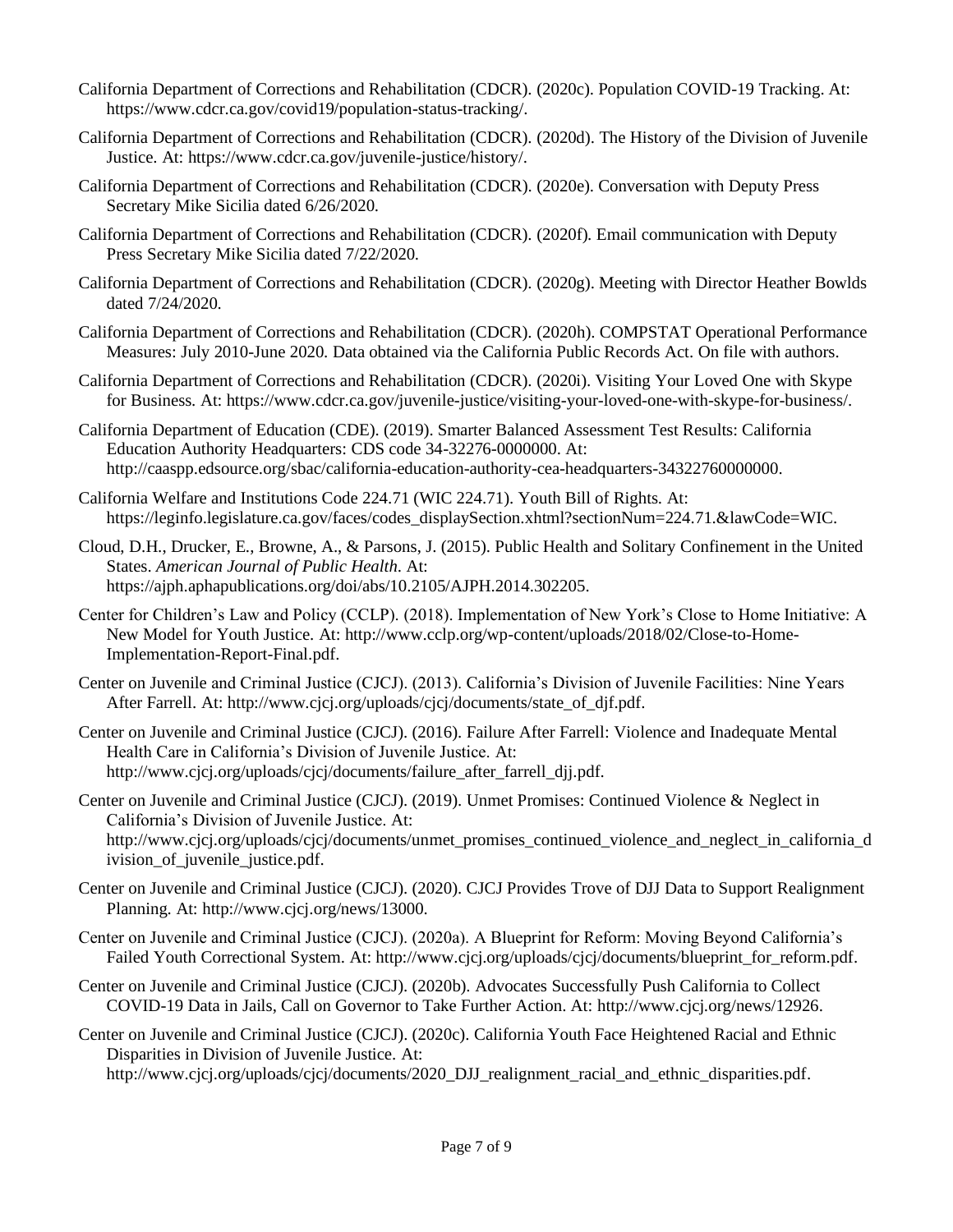California Department of Corrections and Rehabilitation (CDCR). (2020c). Population COVID-19 Tracking. At: https://www.cdcr.ca.gov/covid19/population-status-tracking/.

California Department of Corrections and Rehabilitation (CDCR). (2020d). The History of the Division of Juvenile Justice. At: https://www.cdcr.ca.gov/juvenile-justice/history/.

California Department of Corrections and Rehabilitation (CDCR). (2020e). Conversation with Deputy Press Secretary Mike Sicilia dated 6/26/2020.

California Department of Corrections and Rehabilitation (CDCR). (2020f). Email communication with Deputy Press Secretary Mike Sicilia dated 7/22/2020.

California Department of Corrections and Rehabilitation (CDCR). (2020g). Meeting with Director Heather Bowlds dated 7/24/2020.

California Department of Corrections and Rehabilitation (CDCR). (2020h). COMPSTAT Operational Performance Measures: July 2010-June 2020. Data obtained via the California Public Records Act. On file with authors.

California Department of Corrections and Rehabilitation (CDCR). (2020i). Visiting Your Loved One with Skype for Business. At: https://www.cdcr.ca.gov/juvenile-justice/visiting-your-loved-one-with-skype-for-business/.

California Department of Education (CDE). (2019). Smarter Balanced Assessment Test Results: California Education Authority Headquarters: CDS code 34-32276-0000000. At: http://caaspp.edsource.org/sbac/california-education-authority-cea-headquarters-34322760000000.

California Welfare and Institutions Code 224.71 (WIC 224.71). Youth Bill of Rights. At: https://leginfo.legislature.ca.gov/faces/codes_displaySection.xhtml?sectionNum=224.71.&lawCode=WIC.

Cloud, D.H., Drucker, E., Browne, A., & Parsons, J. (2015). Public Health and Solitary Confinement in the United States. *American Journal of Public Health*. At: https://ajph.aphapublications.org/doi/abs/10.2105/AJPH.2014.302205.

Center for Children's Law and Policy (CCLP). (2018). Implementation of New York's Close to Home Initiative: A New Model for Youth Justice. At: http://www.cclp.org/wp-content/uploads/2018/02/Close-to-Home-Implementation-Report-Final.pdf.

Center on Juvenile and Criminal Justice (CJCJ). (2013). California's Division of Juvenile Facilities: Nine Years After Farrell. At: http://www.cjcj.org/uploads/cjcj/documents/state_of_djf.pdf.

Center on Juvenile and Criminal Justice (CJCJ). (2016). Failure After Farrell: Violence and Inadequate Mental Health Care in California's Division of Juvenile Justice. At: http://www.cjcj.org/uploads/cjcj/documents/failure_after_farrell_djj.pdf.

Center on Juvenile and Criminal Justice (CJCJ). (2019). Unmet Promises: Continued Violence & Neglect in California's Division of Juvenile Justice. At: http://www.cjcj.org/uploads/cjcj/documents/unmet_promises_continued_violence_and_neglect_in_california_division_of_juvenile_justice.pdf.

Center on Juvenile and Criminal Justice (CJCJ). (2020). CJCJ Provides Trove of DJJ Data to Support Realignment Planning. At: http://www.cjcj.org/news/13000.

Center on Juvenile and Criminal Justice (CJCJ). (2020a). A Blueprint for Reform: Moving Beyond California's Failed Youth Correctional System. At: http://www.cjcj.org/uploads/cjcj/documents/blueprint_for_reform.pdf.

Center on Juvenile and Criminal Justice (CJCJ). (2020b). Advocates Successfully Push California to Collect COVID-19 Data in Jails, Call on Governor to Take Further Action. At: http://www.cjcj.org/news/12926.

Center on Juvenile and Criminal Justice (CJCJ). (2020c). California Youth Face Heightened Racial and Ethnic Disparities in Division of Juvenile Justice. At: http://www.cjcj.org/uploads/cjcj/documents/2020_DJJ_realignment_racial_and_ethnic_disparities.pdf.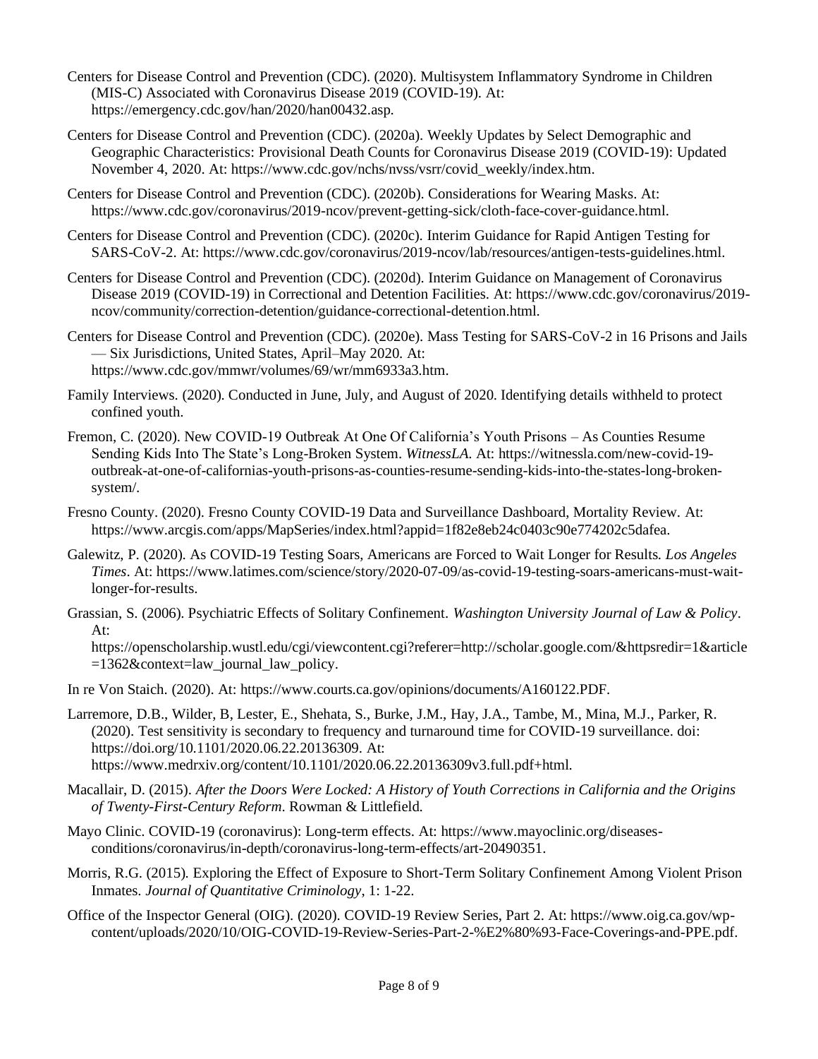Centers for Disease Control and Prevention (CDC). (2020). Multisystem Inflammatory Syndrome in Children (MIS-C) Associated with Coronavirus Disease 2019 (COVID-19). At: https://emergency.cdc.gov/han/2020/han00432.asp.

Centers for Disease Control and Prevention (CDC). (2020a). Weekly Updates by Select Demographic and Geographic Characteristics: Provisional Death Counts for Coronavirus Disease 2019 (COVID-19): Updated November 4, 2020. At: https://www.cdc.gov/nchs/nvss/vsrr/covid_weekly/index.htm.

Centers for Disease Control and Prevention (CDC). (2020b). Considerations for Wearing Masks. At: https://www.cdc.gov/coronavirus/2019-ncov/prevent-getting-sick/cloth-face-cover-guidance.html.

Centers for Disease Control and Prevention (CDC). (2020c). Interim Guidance for Rapid Antigen Testing for SARS-CoV-2. At: https://www.cdc.gov/coronavirus/2019-ncov/lab/resources/antigen-tests-guidelines.html.

Centers for Disease Control and Prevention (CDC). (2020d). Interim Guidance on Management of Coronavirus Disease 2019 (COVID-19) in Correctional and Detention Facilities. At: https://www.cdc.gov/coronavirus/2019-ncov/community/correction-detention/guidance-correctional-detention.html.

Centers for Disease Control and Prevention (CDC). (2020e). Mass Testing for SARS-CoV-2 in 16 Prisons and Jails — Six Jurisdictions, United States, April–May 2020. At: https://www.cdc.gov/mmwr/volumes/69/wr/mm6933a3.htm.

Family Interviews. (2020). Conducted in June, July, and August of 2020. Identifying details withheld to protect confined youth.

Fremon, C. (2020). New COVID-19 Outbreak At One Of California's Youth Prisons – As Counties Resume Sending Kids Into The State's Long-Broken System. *WitnessLA*. At: https://witnessla.com/new-covid-19-outbreak-at-one-of-californias-youth-prisons-as-counties-resume-sending-kids-into-the-states-long-broken-system/.

Fresno County. (2020). Fresno County COVID-19 Data and Surveillance Dashboard, Mortality Review. At: https://www.arcgis.com/apps/MapSeries/index.html?appid=1f82e8eb24c0403c90e774202c5dafea.

Galewitz, P. (2020). As COVID-19 Testing Soars, Americans are Forced to Wait Longer for Results. *Los Angeles Times*. At: https://www.latimes.com/science/story/2020-07-09/as-covid-19-testing-soars-americans-must-wait-longer-for-results.

Grassian, S. (2006). Psychiatric Effects of Solitary Confinement. *Washington University Journal of Law & Policy*. At: https://openscholarship.wustl.edu/cgi/viewcontent.cgi?referer=http://scholar.google.com/&httpsredir=1&article=1362&context=law_journal_law_policy.

In re Von Staich. (2020). At: https://www.courts.ca.gov/opinions/documents/A160122.PDF.

Larremore, D.B., Wilder, B, Lester, E., Shehata, S., Burke, J.M., Hay, J.A., Tambe, M., Mina, M.J., Parker, R. (2020). Test sensitivity is secondary to frequency and turnaround time for COVID-19 surveillance. doi: https://doi.org/10.1101/2020.06.22.20136309. At: https://www.medrxiv.org/content/10.1101/2020.06.22.20136309v3.full.pdf+html.

Macallair, D. (2015). *After the Doors Were Locked: A History of Youth Corrections in California and the Origins of Twenty-First-Century Reform*. Rowman & Littlefield.

Mayo Clinic. COVID-19 (coronavirus): Long-term effects. At: https://www.mayoclinic.org/diseases-conditions/coronavirus/in-depth/coronavirus-long-term-effects/art-20490351.

Morris, R.G. (2015). Exploring the Effect of Exposure to Short-Term Solitary Confinement Among Violent Prison Inmates. *Journal of Quantitative Criminology*, 1: 1-22.

Office of the Inspector General (OIG). (2020). COVID-19 Review Series, Part 2. At: https://www.oig.ca.gov/wp-content/uploads/2020/10/OIG-COVID-19-Review-Series-Part-2-%E2%80%93-Face-Coverings-and-PPE.pdf.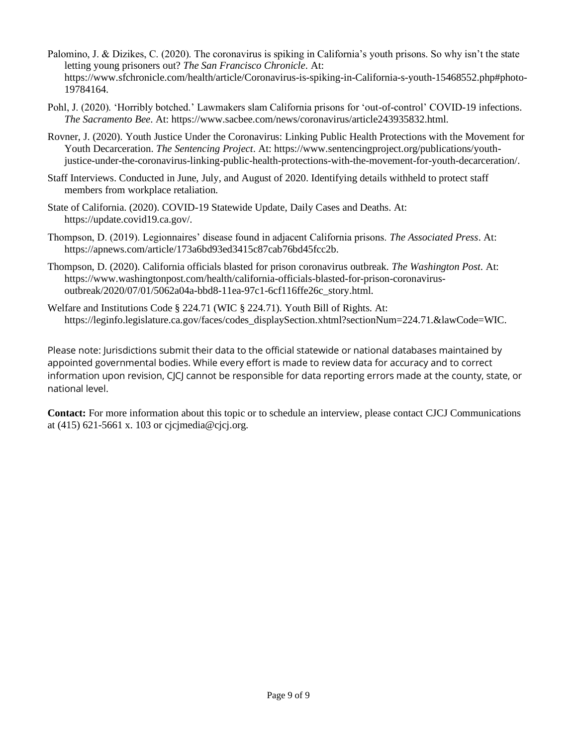Palomino, J. & Dizikes, C. (2020). The coronavirus is spiking in California's youth prisons. So why isn't the state letting young prisoners out? *The San Francisco Chronicle*. At: https://www.sfchronicle.com/health/article/Coronavirus-is-spiking-in-California-s-youth-15468552.php#photo-19784164.

Pohl, J. (2020). 'Horribly botched.' Lawmakers slam California prisons for 'out-of-control' COVID-19 infections. *The Sacramento Bee*. At: https://www.sacbee.com/news/coronavirus/article243935832.html.

Rovner, J. (2020). Youth Justice Under the Coronavirus: Linking Public Health Protections with the Movement for Youth Decarceration. *The Sentencing Project*. At: https://www.sentencingproject.org/publications/youth-justice-under-the-coronavirus-linking-public-health-protections-with-the-movement-for-youth-decarceration/.

Staff Interviews. Conducted in June, July, and August of 2020. Identifying details withheld to protect staff members from workplace retaliation.

State of California. (2020). COVID-19 Statewide Update, Daily Cases and Deaths. At: https://update.covid19.ca.gov/.

Thompson, D. (2019). Legionnaires' disease found in adjacent California prisons. *The Associated Press*. At: https://apnews.com/article/173a6bd93ed3415c87cab76bd45fcc2b.

Thompson, D. (2020). California officials blasted for prison coronavirus outbreak. *The Washington Post*. At: https://www.washingtonpost.com/health/california-officials-blasted-for-prison-coronavirus-outbreak/2020/07/01/5062a04a-bbd8-11ea-97c1-6cf116ffe26c_story.html.

Welfare and Institutions Code § 224.71 (WIC § 224.71). Youth Bill of Rights. At: https://leginfo.legislature.ca.gov/faces/codes_displaySection.xhtml?sectionNum=224.71.&lawCode=WIC.

Please note: Jurisdictions submit their data to the official statewide or national databases maintained by appointed governmental bodies. While every effort is made to review data for accuracy and to correct information upon revision, CJCJ cannot be responsible for data reporting errors made at the county, state, or national level.

**Contact:** For more information about this topic or to schedule an interview, please contact CJCJ Communications at (415) 621-5661 x. 103 or cjcjmedia@cjcj.org.